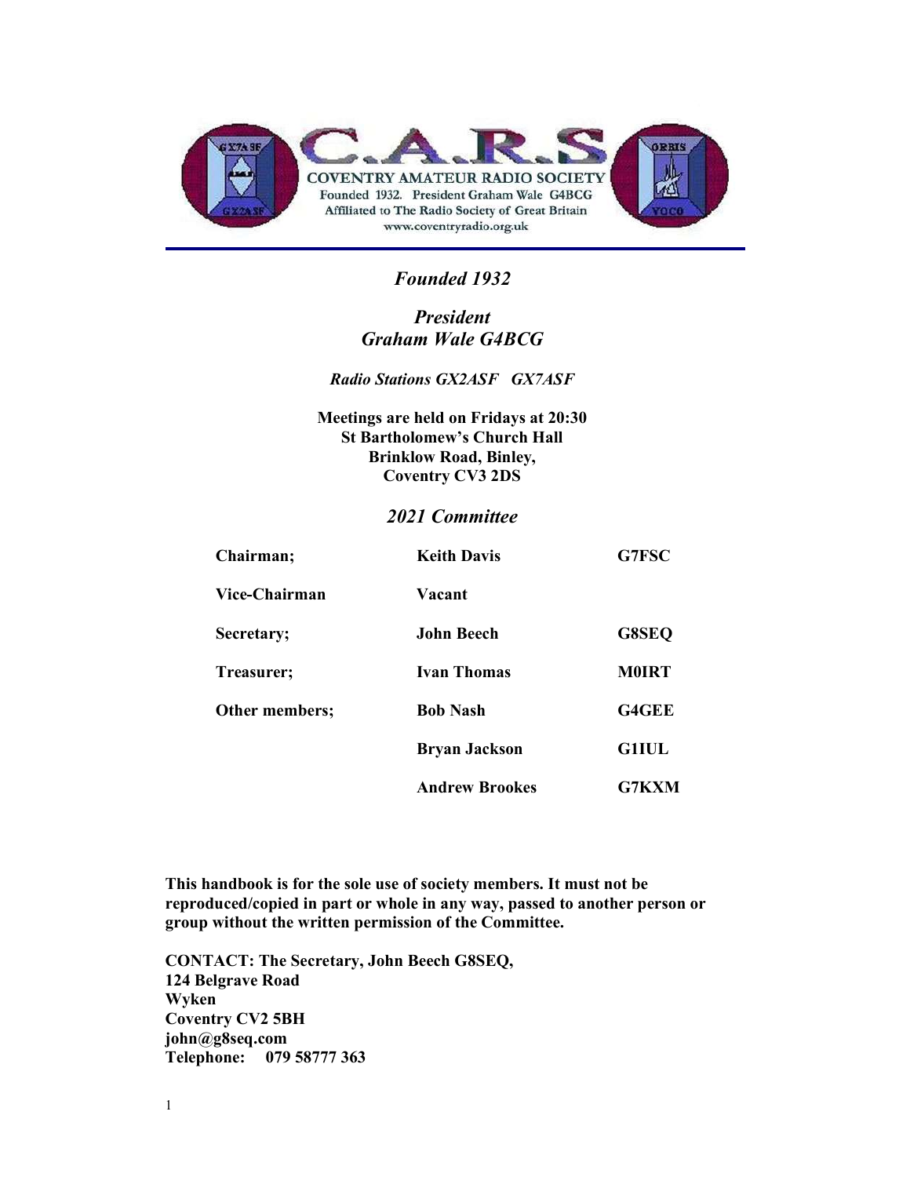# C.A.R.S

COVENTRY AMATEUR RADIO SOCIETY
Founded 1932. President Graham Wale G4BCG
Affiliated to The Radio Society of Great Britain
www.coventryradio.org.uk

*Founded 1932*

*President*
*Graham Wale G4BCG*

*Radio Stations GX2ASF GX7ASF*

**Meetings are held on Fridays at 20:30**
**St Bartholomew's Church Hall**
**Brinklow Road, Binley,**
**Coventry CV3 2DS**

## *2021 Committee*

| | | |
|---|---|---|
| **Chairman;** | **Keith Davis** | **G7FSC** |
| **Vice-Chairman** | **Vacant** | |
| **Secretary;** | **John Beech** | **G8SEQ** |
| **Treasurer;** | **Ivan Thomas** | **M0IRT** |
| **Other members;** | **Bob Nash** | **G4GEE** |
| | **Bryan Jackson** | **G1IUL** |
| | **Andrew Brookes** | **G7KXM** |

**This handbook is for the sole use of society members. It must not be reproduced/copied in part or whole in any way, passed to another person or group without the written permission of the Committee.**

**CONTACT: The Secretary, John Beech G8SEQ,**
**124 Belgrave Road**
**Wyken**
**Coventry CV2 5BH**
**john@g8seq.com**
**Telephone: 079 58777 363**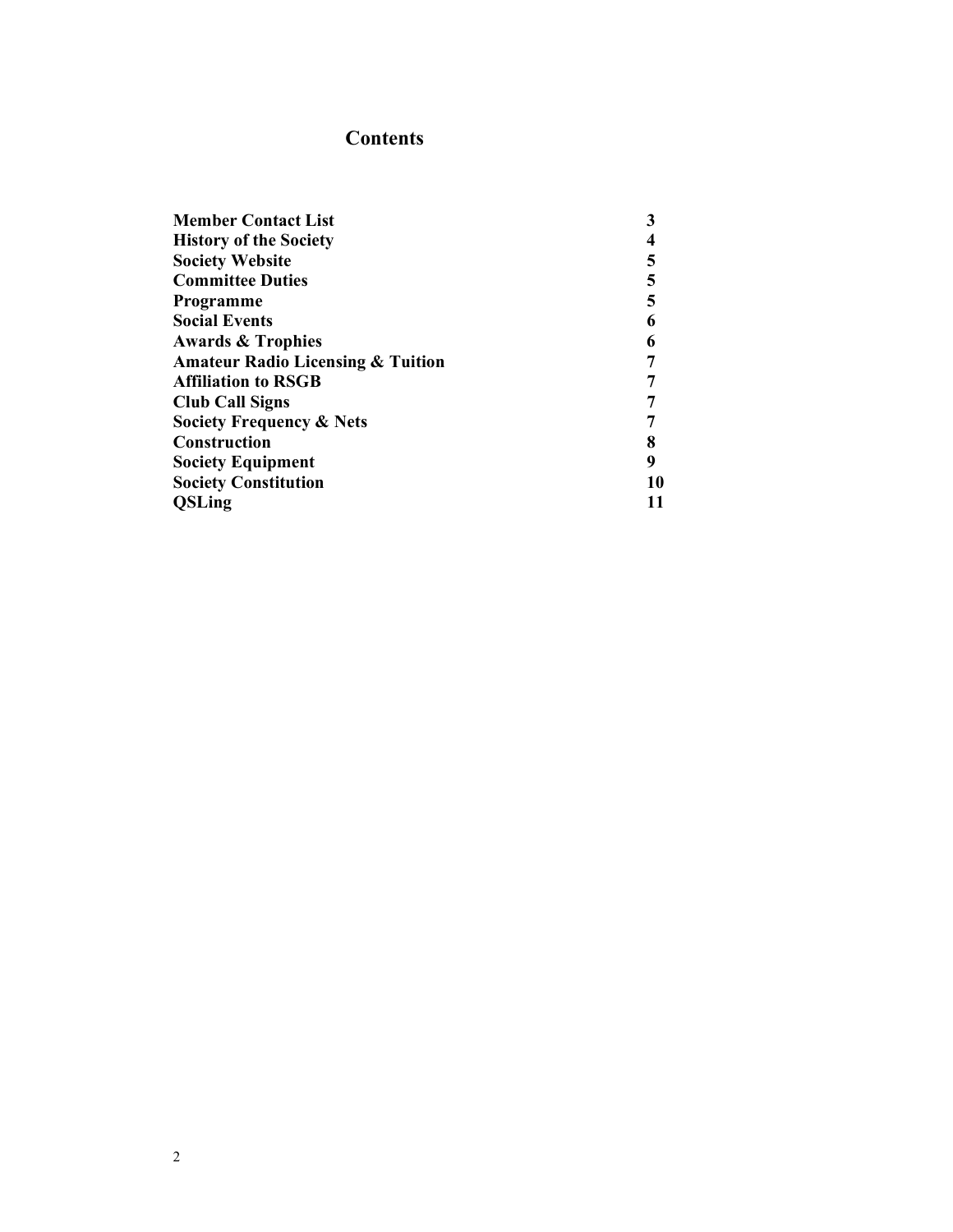# Contents

| | |
|---|---|
| **Member Contact List** | **3** |
| **History of the Society** | **4** |
| **Society Website** | **5** |
| **Committee Duties** | **5** |
| **Programme** | **5** |
| **Social Events** | **6** |
| **Awards & Trophies** | **6** |
| **Amateur Radio Licensing & Tuition** | **7** |
| **Affiliation to RSGB** | **7** |
| **Club Call Signs** | **7** |
| **Society Frequency & Nets** | **7** |
| **Construction** | **8** |
| **Society Equipment** | **9** |
| **Society Constitution** | **10** |
| **QSLing** | **11** |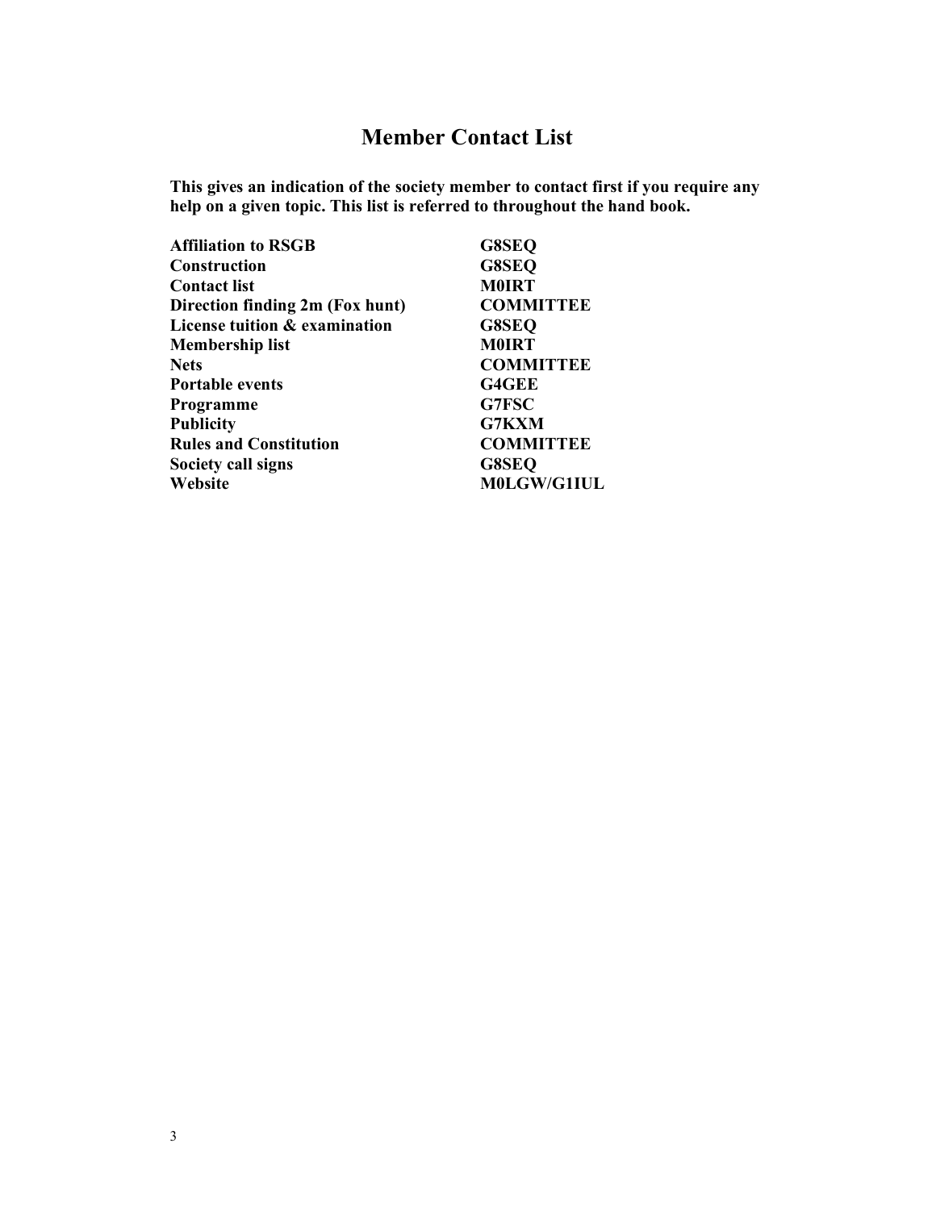# Member Contact List

**This gives an indication of the society member to contact first if you require any help on a given topic. This list is referred to throughout the hand book.**

| Topic | Contact |
| --- | --- |
| **Affiliation to RSGB** | **G8SEQ** |
| **Construction** | **G8SEQ** |
| **Contact list** | **M0IRT** |
| **Direction finding 2m (Fox hunt)** | **COMMITTEE** |
| **License tuition & examination** | **G8SEQ** |
| **Membership list** | **M0IRT** |
| **Nets** | **COMMITTEE** |
| **Portable events** | **G4GEE** |
| **Programme** | **G7FSC** |
| **Publicity** | **G7KXM** |
| **Rules and Constitution** | **COMMITTEE** |
| **Society call signs** | **G8SEQ** |
| **Website** | **M0LGW/G1IUL** |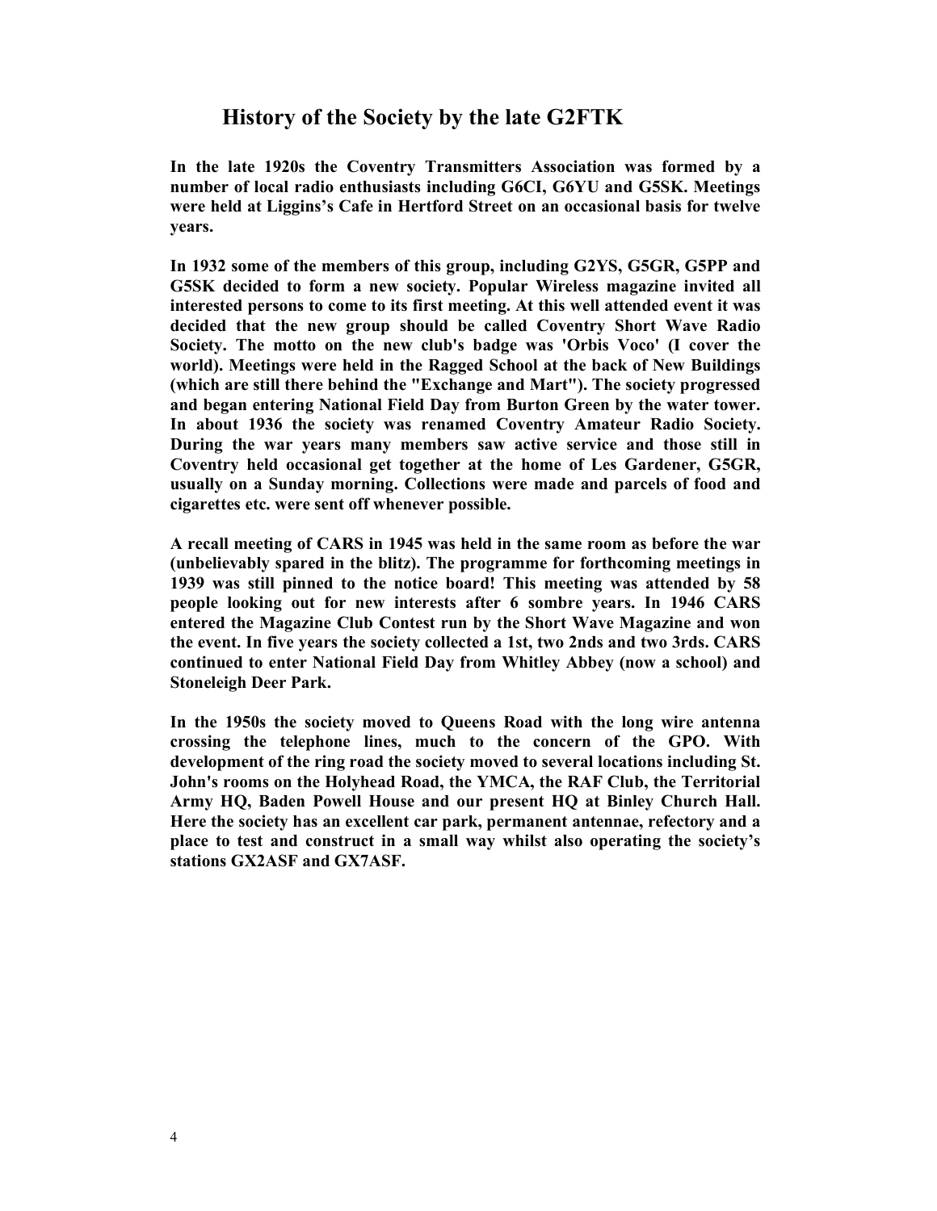# History of the Society by the late G2FTK

**In the late 1920s the Coventry Transmitters Association was formed by a number of local radio enthusiasts including G6CI, G6YU and G5SK. Meetings were held at Liggins's Cafe in Hertford Street on an occasional basis for twelve years.**

**In 1932 some of the members of this group, including G2YS, G5GR, G5PP and G5SK decided to form a new society. Popular Wireless magazine invited all interested persons to come to its first meeting. At this well attended event it was decided that the new group should be called Coventry Short Wave Radio Society. The motto on the new club's badge was 'Orbis Voco' (I cover the world). Meetings were held in the Ragged School at the back of New Buildings (which are still there behind the "Exchange and Mart"). The society progressed and began entering National Field Day from Burton Green by the water tower. In about 1936 the society was renamed Coventry Amateur Radio Society. During the war years many members saw active service and those still in Coventry held occasional get together at the home of Les Gardener, G5GR, usually on a Sunday morning. Collections were made and parcels of food and cigarettes etc. were sent off whenever possible.**

**A recall meeting of CARS in 1945 was held in the same room as before the war (unbelievably spared in the blitz). The programme for forthcoming meetings in 1939 was still pinned to the notice board! This meeting was attended by 58 people looking out for new interests after 6 sombre years. In 1946 CARS entered the Magazine Club Contest run by the Short Wave Magazine and won the event. In five years the society collected a 1st, two 2nds and two 3rds. CARS continued to enter National Field Day from Whitley Abbey (now a school) and Stoneleigh Deer Park.**

**In the 1950s the society moved to Queens Road with the long wire antenna crossing the telephone lines, much to the concern of the GPO. With development of the ring road the society moved to several locations including St. John's rooms on the Holyhead Road, the YMCA, the RAF Club, the Territorial Army HQ, Baden Powell House and our present HQ at Binley Church Hall. Here the society has an excellent car park, permanent antennae, refectory and a place to test and construct in a small way whilst also operating the society's stations GX2ASF and GX7ASF.**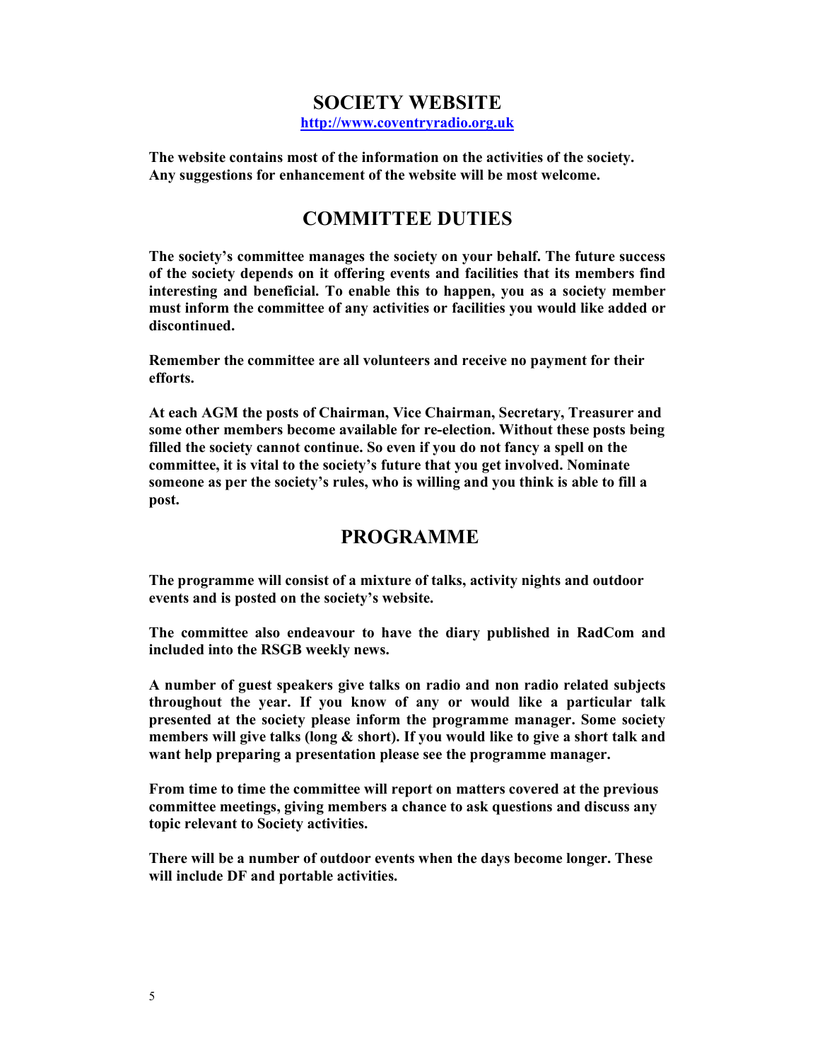## SOCIETY WEBSITE

**http://www.coventryradio.org.uk**

**The website contains most of the information on the activities of the society. Any suggestions for enhancement of the website will be most welcome.**

## COMMITTEE DUTIES

**The society's committee manages the society on your behalf. The future success of the society depends on it offering events and facilities that its members find interesting and beneficial. To enable this to happen, you as a society member must inform the committee of any activities or facilities you would like added or discontinued.**

**Remember the committee are all volunteers and receive no payment for their efforts.**

**At each AGM the posts of Chairman, Vice Chairman, Secretary, Treasurer and some other members become available for re-election. Without these posts being filled the society cannot continue. So even if you do not fancy a spell on the committee, it is vital to the society's future that you get involved. Nominate someone as per the society's rules, who is willing and you think is able to fill a post.**

## PROGRAMME

**The programme will consist of a mixture of talks, activity nights and outdoor events and is posted on the society's website.**

**The committee also endeavour to have the diary published in RadCom and included into the RSGB weekly news.**

**A number of guest speakers give talks on radio and non radio related subjects throughout the year. If you know of any or would like a particular talk presented at the society please inform the programme manager. Some society members will give talks (long & short). If you would like to give a short talk and want help preparing a presentation please see the programme manager.**

**From time to time the committee will report on matters covered at the previous committee meetings, giving members a chance to ask questions and discuss any topic relevant to Society activities.**

**There will be a number of outdoor events when the days become longer. These will include DF and portable activities.**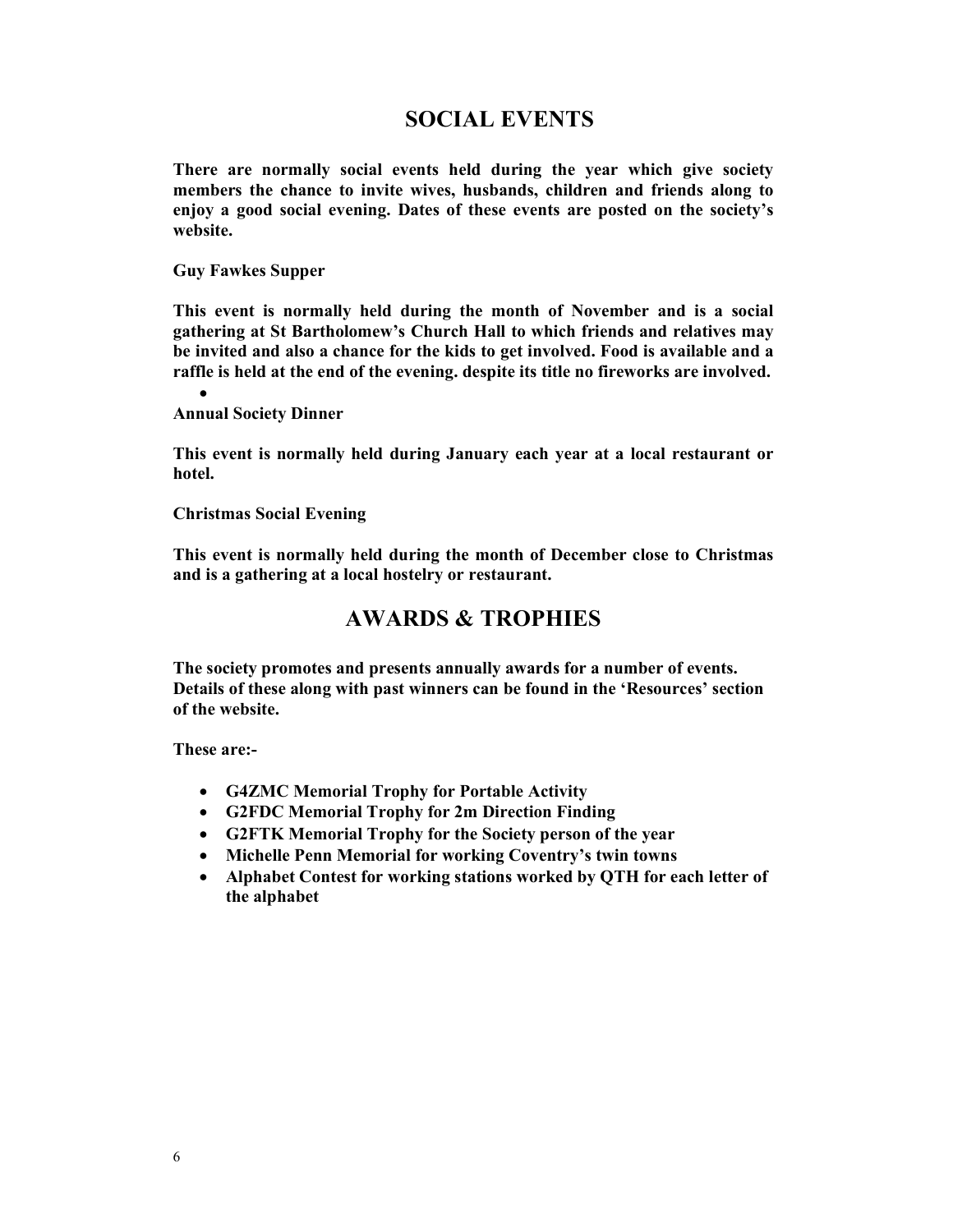# SOCIAL EVENTS

**There are normally social events held during the year which give society members the chance to invite wives, husbands, children and friends along to enjoy a good social evening. Dates of these events are posted on the society's website.**

**Guy Fawkes Supper**

**This event is normally held during the month of November and is a social gathering at St Bartholomew's Church Hall to which friends and relatives may be invited and also a chance for the kids to get involved. Food is available and a raffle is held at the end of the evening. despite its title no fireworks are involved.**

**Annual Society Dinner**

**This event is normally held during January each year at a local restaurant or hotel.**

**Christmas Social Evening**

**This event is normally held during the month of December close to Christmas and is a gathering at a local hostelry or restaurant.**

# AWARDS & TROPHIES

**The society promotes and presents annually awards for a number of events. Details of these along with past winners can be found in the 'Resources' section of the website.**

**These are:-**

- **G4ZMC Memorial Trophy for Portable Activity**
- **G2FDC Memorial Trophy for 2m Direction Finding**
- **G2FTK Memorial Trophy for the Society person of the year**
- **Michelle Penn Memorial for working Coventry's twin towns**
- **Alphabet Contest for working stations worked by QTH for each letter of the alphabet**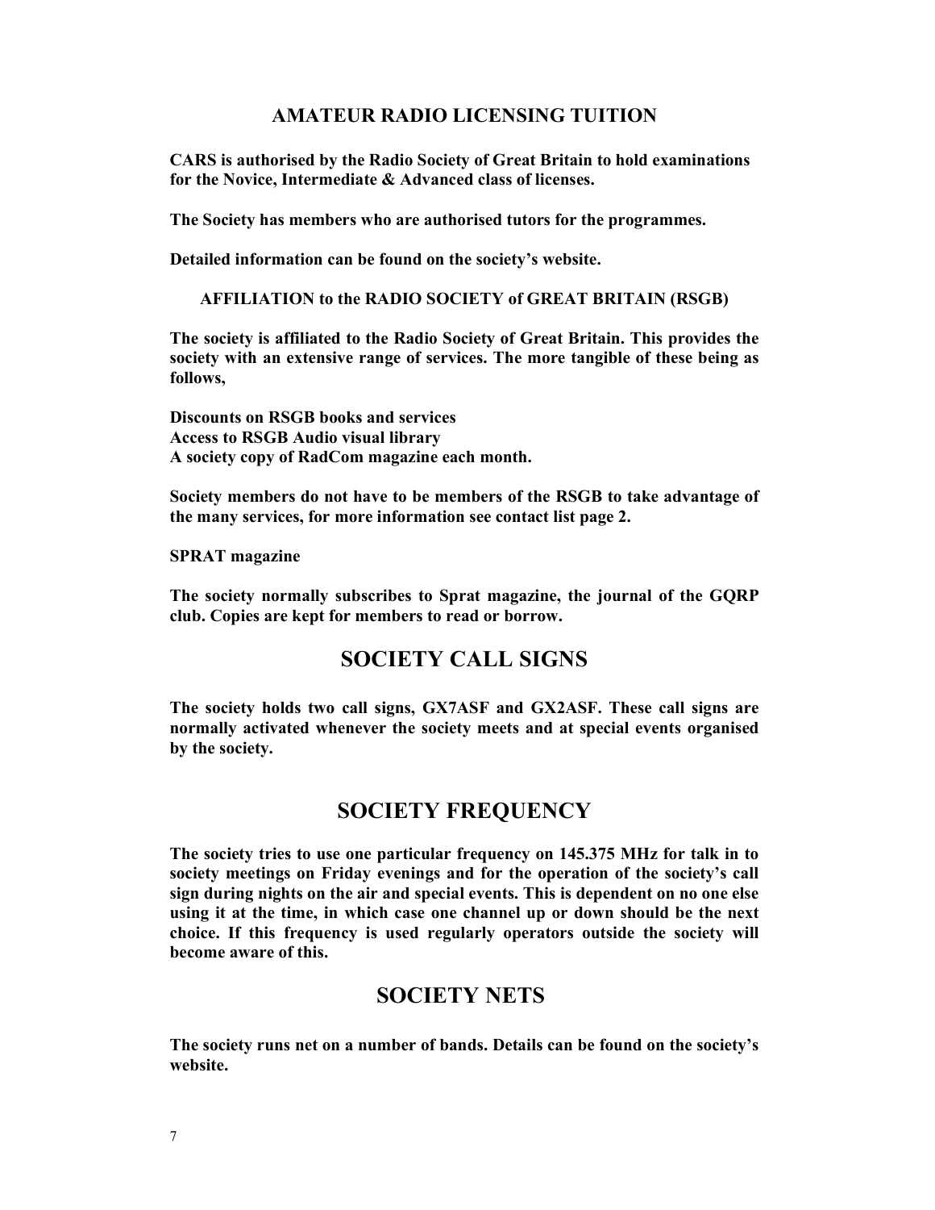## AMATEUR RADIO LICENSING TUITION

**CARS is authorised by the Radio Society of Great Britain to hold examinations for the Novice, Intermediate & Advanced class of licenses.**

**The Society has members who are authorised tutors for the programmes.**

**Detailed information can be found on the society's website.**

### AFFILIATION to the RADIO SOCIETY of GREAT BRITAIN (RSGB)

**The society is affiliated to the Radio Society of Great Britain. This provides the society with an extensive range of services. The more tangible of these being as follows,**

**Discounts on RSGB books and services**
**Access to RSGB Audio visual library**
**A society copy of RadCom magazine each month.**

**Society members do not have to be members of the RSGB to take advantage of the many services, for more information see contact list page 2.**

### SPRAT magazine

**The society normally subscribes to Sprat magazine, the journal of the GQRP club. Copies are kept for members to read or borrow.**

## SOCIETY CALL SIGNS

**The society holds two call signs, GX7ASF and GX2ASF. These call signs are normally activated whenever the society meets and at special events organised by the society.**

## SOCIETY FREQUENCY

**The society tries to use one particular frequency on 145.375 MHz for talk in to society meetings on Friday evenings and for the operation of the society's call sign during nights on the air and special events. This is dependent on no one else using it at the time, in which case one channel up or down should be the next choice. If this frequency is used regularly operators outside the society will become aware of this.**

## SOCIETY NETS

**The society runs net on a number of bands. Details can be found on the society's website.**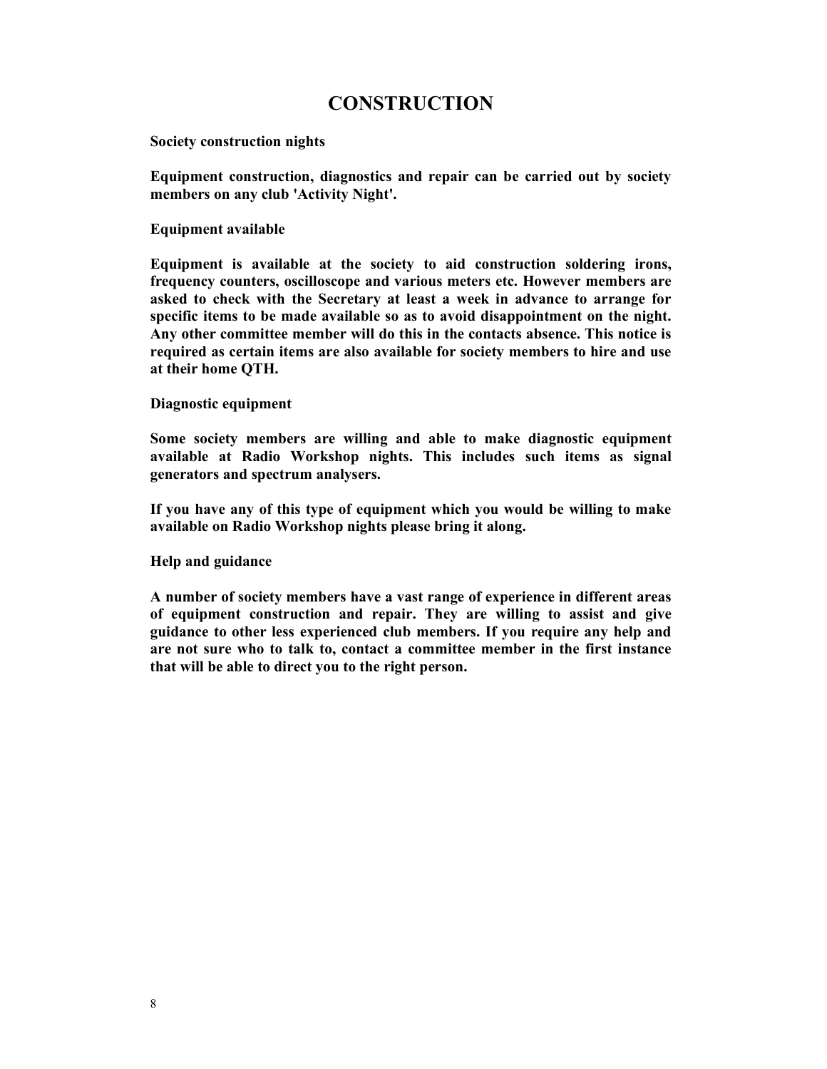# CONSTRUCTION

**Society construction nights**

**Equipment construction, diagnostics and repair can be carried out by society members on any club 'Activity Night'.**

**Equipment available**

**Equipment is available at the society to aid construction soldering irons, frequency counters, oscilloscope and various meters etc. However members are asked to check with the Secretary at least a week in advance to arrange for specific items to be made available so as to avoid disappointment on the night. Any other committee member will do this in the contacts absence. This notice is required as certain items are also available for society members to hire and use at their home QTH.**

**Diagnostic equipment**

**Some society members are willing and able to make diagnostic equipment available at Radio Workshop nights. This includes such items as signal generators and spectrum analysers.**

**If you have any of this type of equipment which you would be willing to make available on Radio Workshop nights please bring it along.**

**Help and guidance**

**A number of society members have a vast range of experience in different areas of equipment construction and repair. They are willing to assist and give guidance to other less experienced club members. If you require any help and are not sure who to talk to, contact a committee member in the first instance that will be able to direct you to the right person.**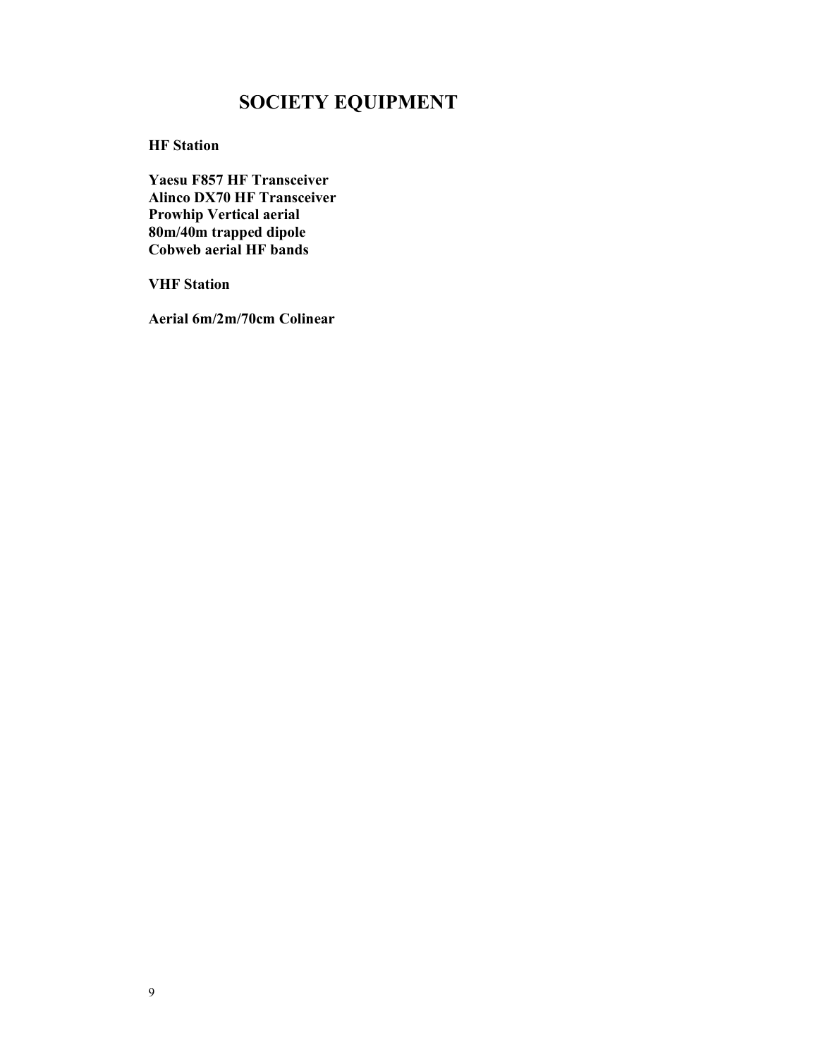# SOCIETY EQUIPMENT

**HF Station**

**Yaesu F857 HF Transceiver**
**Alinco DX70 HF Transceiver**
**Prowhip Vertical aerial**
**80m/40m trapped dipole**
**Cobweb aerial HF bands**

**VHF Station**

**Aerial 6m/2m/70cm Colinear**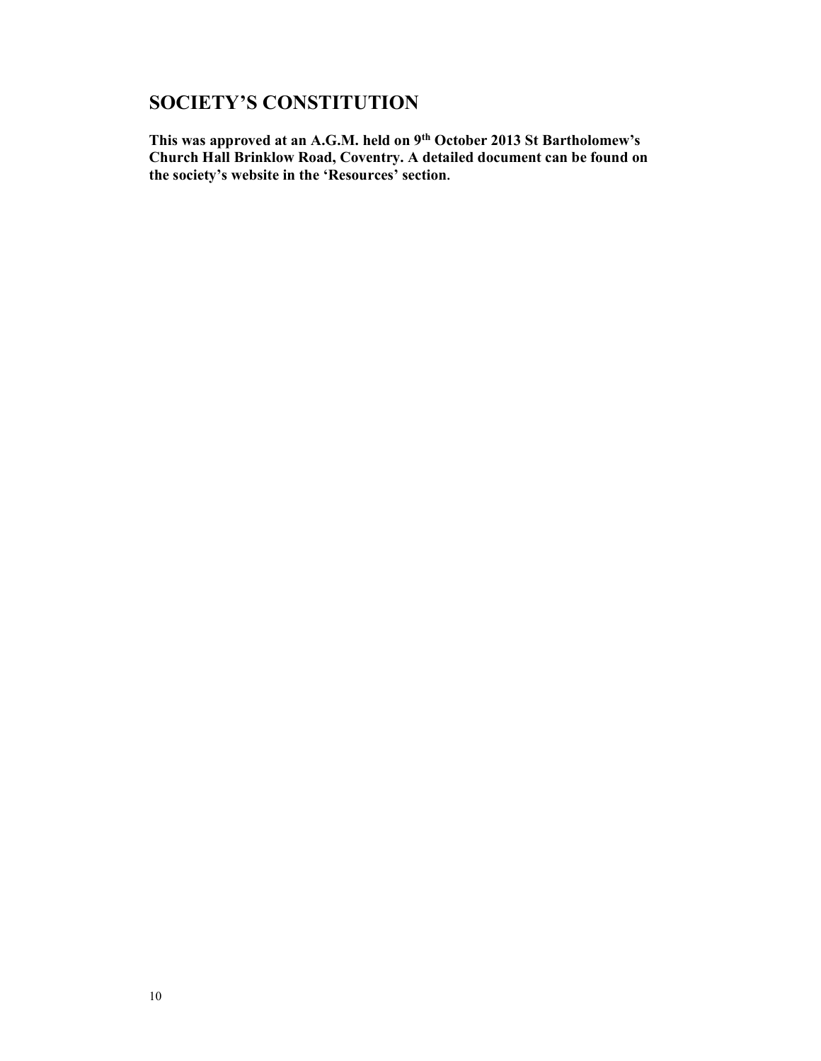# SOCIETY'S CONSTITUTION

**This was approved at an A.G.M. held on 9th October 2013 St Bartholomew's Church Hall Brinklow Road, Coventry. A detailed document can be found on the society's website in the 'Resources' section.**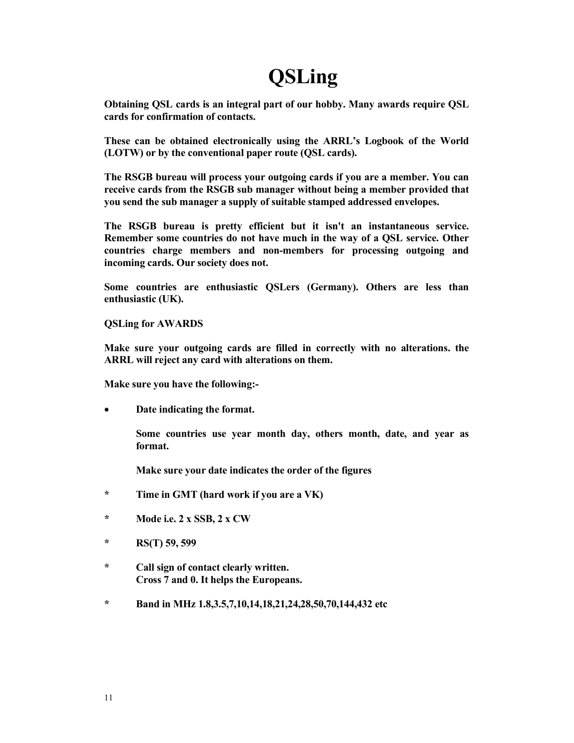# QSLing

**Obtaining QSL cards is an integral part of our hobby. Many awards require QSL cards for confirmation of contacts.**

**These can be obtained electronically using the ARRL's Logbook of the World (LOTW) or by the conventional paper route (QSL cards).**

**The RSGB bureau will process your outgoing cards if you are a member. You can receive cards from the RSGB sub manager without being a member provided that you send the sub manager a supply of suitable stamped addressed envelopes.**

**The RSGB bureau is pretty efficient but it isn't an instantaneous service. Remember some countries do not have much in the way of a QSL service. Other countries charge members and non-members for processing outgoing and incoming cards. Our society does not.**

**Some countries are enthusiastic QSLers (Germany). Others are less than enthusiastic (UK).**

**QSLing for AWARDS**

**Make sure your outgoing cards are filled in correctly with no alterations. the ARRL will reject any card with alterations on them.**

**Make sure you have the following:-**

- **Date indicating the format.**

  **Some countries use year month day, others month, date, and year as format.**

  **Make sure your date indicates the order of the figures**

* **Time in GMT (hard work if you are a VK)**
* **Mode i.e. 2 x SSB, 2 x CW**
* **RS(T) 59, 599**
* **Call sign of contact clearly written.**
  **Cross 7 and 0. It helps the Europeans.**
* **Band in MHz 1.8,3.5,7,10,14,18,21,24,28,50,70,144,432 etc**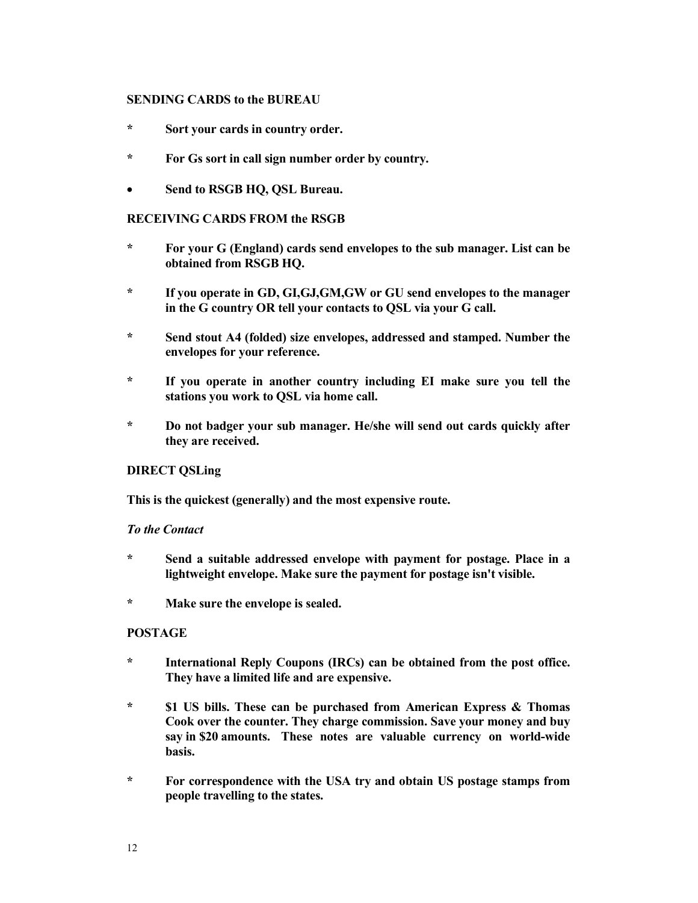**SENDING CARDS to the BUREAU**

- **Sort your cards in country order.**
- **For Gs sort in call sign number order by country.**
- **Send to RSGB HQ, QSL Bureau.**

**RECEIVING CARDS FROM the RSGB**

- **For your G (England) cards send envelopes to the sub manager. List can be obtained from RSGB HQ.**
- **If you operate in GD, GI,GJ,GM,GW or GU send envelopes to the manager in the G country OR tell your contacts to QSL via your G call.**
- **Send stout A4 (folded) size envelopes, addressed and stamped. Number the envelopes for your reference.**
- **If you operate in another country including EI make sure you tell the stations you work to QSL via home call.**
- **Do not badger your sub manager. He/she will send out cards quickly after they are received.**

**DIRECT QSLing**

**This is the quickest (generally) and the most expensive route.**

***To the Contact***

- **Send a suitable addressed envelope with payment for postage. Place in a lightweight envelope. Make sure the payment for postage isn't visible.**
- **Make sure the envelope is sealed.**

**POSTAGE**

- **International Reply Coupons (IRCs) can be obtained from the post office. They have a limited life and are expensive.**
- **$1 US bills. These can be purchased from American Express & Thomas Cook over the counter. They charge commission. Save your money and buy say in $20 amounts. These notes are valuable currency on world-wide basis.**
- **For correspondence with the USA try and obtain US postage stamps from people travelling to the states.**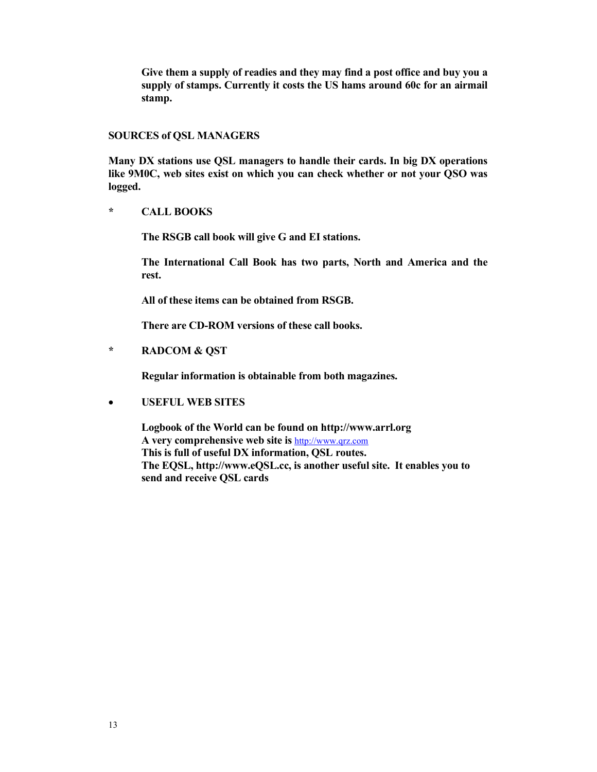**Give them a supply of readies and they may find a post office and buy you a supply of stamps. Currently it costs the US hams around 60c for an airmail stamp.**

**SOURCES of QSL MANAGERS**

**Many DX stations use QSL managers to handle their cards. In big DX operations like 9M0C, web sites exist on which you can check whether or not your QSO was logged.**

- **CALL BOOKS**

  **The RSGB call book will give G and EI stations.**

  **The International Call Book has two parts, North and America and the rest.**

  **All of these items can be obtained from RSGB.**

  **There are CD-ROM versions of these call books.**

- **RADCOM & QST**

  **Regular information is obtainable from both magazines.**

- **USEFUL WEB SITES**

  **Logbook of the World can be found on http://www.arrl.org**
  **A very comprehensive web site is** http://www.qrz.com
  **This is full of useful DX information, QSL routes.**
  **The EQSL, http://www.eQSL.cc, is another useful site. It enables you to send and receive QSL cards**